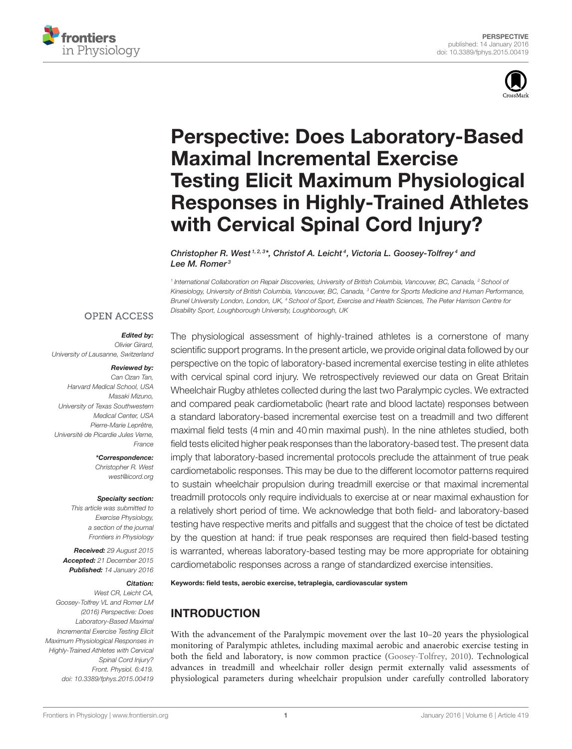PERSPECTIVE
published: 14 January 2016
doi: 10.3389/fphys.2015.00419

# Perspective: Does Laboratory-Based Maximal Incremental Exercise Testing Elicit Maximum Physiological Responses in Highly-Trained Athletes with Cervical Spinal Cord Injury?

*Christopher R. West[1,2,3]\*, Christof A. Leicht[4], Victoria L. Goosey-Tolfrey[4] and Lee M. Romer[3]*

[1] International Collaboration on Repair Discoveries, University of British Columbia, Vancouver, BC, Canada, [2] School of Kinesiology, University of British Columbia, Vancouver, BC, Canada, [3] Centre for Sports Medicine and Human Performance, Brunel University London, London, UK, [4] School of Sport, Exercise and Health Sciences, The Peter Harrison Centre for Disability Sport, Loughborough University, Loughborough, UK

OPEN ACCESS

***Edited by:***
*Olivier Girard,*
*University of Lausanne, Switzerland*

***Reviewed by:***
*Can Ozan Tan,*
*Harvard Medical School, USA*
*Masaki Mizuno,*
*University of Texas Southwestern Medical Center, USA*
*Pierre-Marie Leprêtre,*
*Université de Picardie Jules Verne, France*

***\*Correspondence:***
*Christopher R. West*
*west@icord.org*

***Specialty section:***
*This article was submitted to Exercise Physiology, a section of the journal Frontiers in Physiology*

***Received:*** *29 August 2015*
***Accepted:*** *21 December 2015*
***Published:*** *14 January 2016*

***Citation:***
*West CR, Leicht CA, Goosey-Tolfrey VL and Romer LM (2016) Perspective: Does Laboratory-Based Maximal Incremental Exercise Testing Elicit Maximum Physiological Responses in Highly-Trained Athletes with Cervical Spinal Cord Injury? Front. Physiol. 6:419. doi: 10.3389/fphys.2015.00419*

The physiological assessment of highly-trained athletes is a cornerstone of many scientific support programs. In the present article, we provide original data followed by our perspective on the topic of laboratory-based incremental exercise testing in elite athletes with cervical spinal cord injury. We retrospectively reviewed our data on Great Britain Wheelchair Rugby athletes collected during the last two Paralympic cycles. We extracted and compared peak cardiometabolic (heart rate and blood lactate) responses between a standard laboratory-based incremental exercise test on a treadmill and two different maximal field tests (4 min and 40 min maximal push). In the nine athletes studied, both field tests elicited higher peak responses than the laboratory-based test. The present data imply that laboratory-based incremental protocols preclude the attainment of true peak cardiometabolic responses. This may be due to the different locomotor patterns required to sustain wheelchair propulsion during treadmill exercise or that maximal incremental treadmill protocols only require individuals to exercise at or near maximal exhaustion for a relatively short period of time. We acknowledge that both field- and laboratory-based testing have respective merits and pitfalls and suggest that the choice of test be dictated by the question at hand: if true peak responses are required then field-based testing is warranted, whereas laboratory-based testing may be more appropriate for obtaining cardiometabolic responses across a range of standardized exercise intensities.

**Keywords: field tests, aerobic exercise, tetraplegia, cardiovascular system**

## INTRODUCTION

With the advancement of the Paralympic movement over the last 10–20 years the physiological monitoring of Paralympic athletes, including maximal aerobic and anaerobic exercise testing in both the field and laboratory, is now common practice (Goosey-Tolfrey, 2010). Technological advances in treadmill and wheelchair roller design permit externally valid assessments of physiological parameters during wheelchair propulsion under carefully controlled laboratory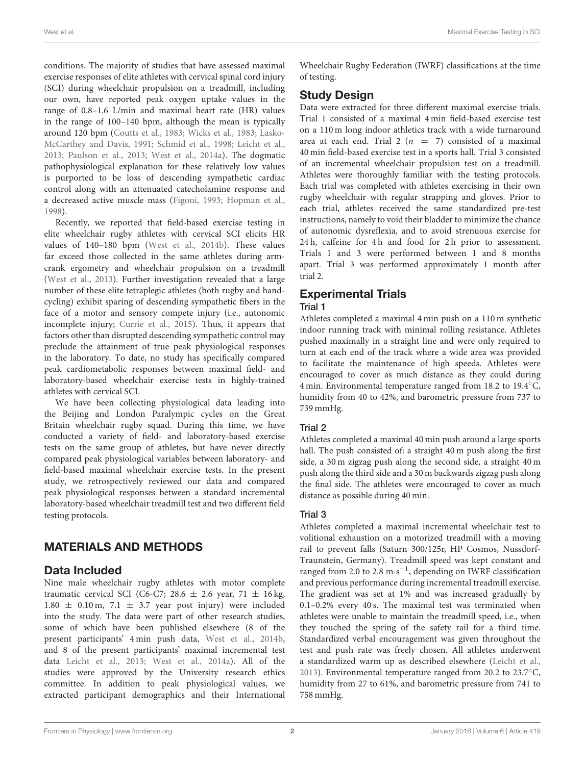conditions. The majority of studies that have assessed maximal exercise responses of elite athletes with cervical spinal cord injury (SCI) during wheelchair propulsion on a treadmill, including our own, have reported peak oxygen uptake values in the range of 0.8–1.6 L/min and maximal heart rate (HR) values in the range of 100–140 bpm, although the mean is typically around 120 bpm (Coutts et al., 1983; Wicks et al., 1983; Lasko-McCarthey and Davis, 1991; Schmid et al., 1998; Leicht et al., 2013; Paulson et al., 2013; West et al., 2014a). The dogmatic pathophysiological explanation for these relatively low values is purported to be loss of descending sympathetic cardiac control along with an attenuated catecholamine response and a decreased active muscle mass (Figoni, 1993; Hopman et al., 1998).

Recently, we reported that field-based exercise testing in elite wheelchair rugby athletes with cervical SCI elicits HR values of 140–180 bpm (West et al., 2014b). These values far exceed those collected in the same athletes during arm-crank ergometry and wheelchair propulsion on a treadmill (West et al., 2013). Further investigation revealed that a large number of these elite tetraplegic athletes (both rugby and hand-cycling) exhibit sparing of descending sympathetic fibers in the face of a motor and sensory compete injury (i.e., autonomic incomplete injury; Currie et al., 2015). Thus, it appears that factors other than disrupted descending sympathetic control may preclude the attainment of true peak physiological responses in the laboratory. To date, no study has specifically compared peak cardiometabolic responses between maximal field- and laboratory-based wheelchair exercise tests in highly-trained athletes with cervical SCI.

We have been collecting physiological data leading into the Beijing and London Paralympic cycles on the Great Britain wheelchair rugby squad. During this time, we have conducted a variety of field- and laboratory-based exercise tests on the same group of athletes, but have never directly compared peak physiological variables between laboratory- and field-based maximal wheelchair exercise tests. In the present study, we retrospectively reviewed our data and compared peak physiological responses between a standard incremental laboratory-based wheelchair treadmill test and two different field testing protocols.

## MATERIALS AND METHODS

### Data Included

Nine male wheelchair rugby athletes with motor complete traumatic cervical SCI (C6-C7; 28.6 ± 2.6 year, 71 ± 16 kg, 1.80 ± 0.10 m, 7.1 ± 3.7 year post injury) were included into the study. The data were part of other research studies, some of which have been published elsewhere (8 of the present participants' 4 min push data, West et al., 2014b, and 8 of the present participants' maximal incremental test data Leicht et al., 2013; West et al., 2014a). All of the studies were approved by the University research ethics committee. In addition to peak physiological values, we extracted participant demographics and their International Wheelchair Rugby Federation (IWRF) classifications at the time of testing.

### Study Design

Data were extracted for three different maximal exercise trials. Trial 1 consisted of a maximal 4 min field-based exercise test on a 110 m long indoor athletics track with a wide turnaround area at each end. Trial 2 ($n = 7$) consisted of a maximal 40 min field-based exercise test in a sports hall. Trial 3 consisted of an incremental wheelchair propulsion test on a treadmill. Athletes were thoroughly familiar with the testing protocols. Each trial was completed with athletes exercising in their own rugby wheelchair with regular strapping and gloves. Prior to each trial, athletes received the same standardized pre-test instructions, namely to void their bladder to minimize the chance of autonomic dysreflexia, and to avoid strenuous exercise for 24 h, caffeine for 4 h and food for 2 h prior to assessment. Trials 1 and 3 were performed between 1 and 8 months apart. Trial 3 was performed approximately 1 month after trial 2.

### Experimental Trials

#### Trial 1

Athletes completed a maximal 4 min push on a 110 m synthetic indoor running track with minimal rolling resistance. Athletes pushed maximally in a straight line and were only required to turn at each end of the track where a wide area was provided to facilitate the maintenance of high speeds. Athletes were encouraged to cover as much distance as they could during 4 min. Environmental temperature ranged from 18.2 to 19.4°C, humidity from 40 to 42%, and barometric pressure from 737 to 739 mmHg.

#### Trial 2

Athletes completed a maximal 40 min push around a large sports hall. The push consisted of: a straight 40 m push along the first side, a 30 m zigzag push along the second side, a straight 40 m push along the third side and a 30 m backwards zigzag push along the final side. The athletes were encouraged to cover as much distance as possible during 40 min.

#### Trial 3

Athletes completed a maximal incremental wheelchair test to volitional exhaustion on a motorized treadmill with a moving rail to prevent falls (Saturn 300/125r, HP Cosmos, Nussdorf-Traunstein, Germany). Treadmill speed was kept constant and ranged from 2.0 to 2.8 $m \cdot s^{-1}$, depending on IWRF classification and previous performance during incremental treadmill exercise. The gradient was set at 1% and was increased gradually by 0.1–0.2% every 40 s. The maximal test was terminated when athletes were unable to maintain the treadmill speed, i.e., when they touched the spring of the safety rail for a third time. Standardized verbal encouragement was given throughout the test and push rate was freely chosen. All athletes underwent a standardized warm up as described elsewhere (Leicht et al., 2013). Environmental temperature ranged from 20.2 to 23.7°C, humidity from 27 to 61%, and barometric pressure from 741 to 758 mmHg.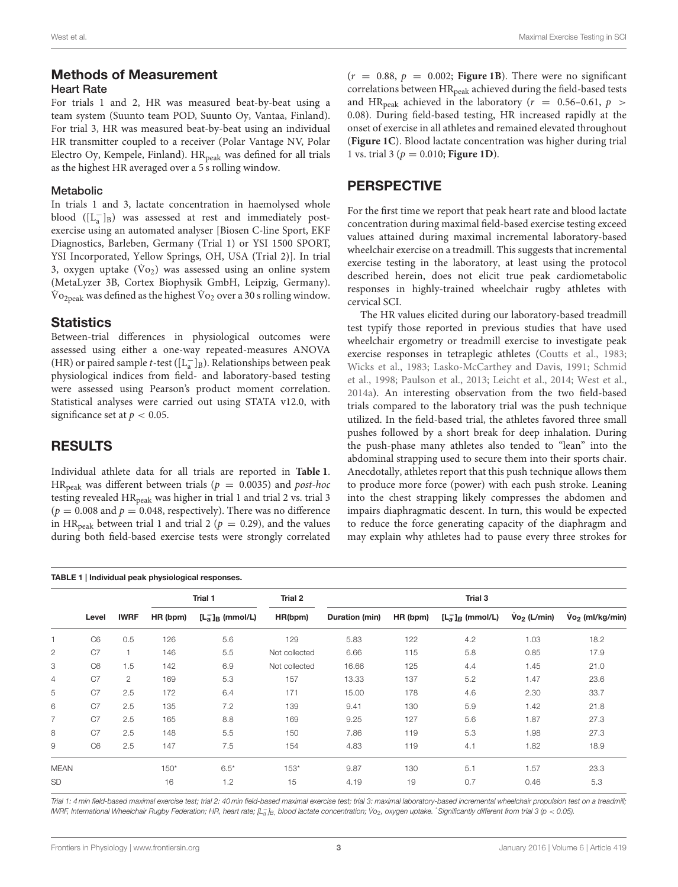## Methods of Measurement

### Heart Rate

For trials 1 and 2, HR was measured beat-by-beat using a team system (Suunto team POD, Suunto Oy, Vantaa, Finland). For trial 3, HR was measured beat-by-beat using an individual HR transmitter coupled to a receiver (Polar Vantage NV, Polar Electro Oy, Kempele, Finland). $HR_{peak}$ was defined for all trials as the highest HR averaged over a 5 s rolling window.

### Metabolic

In trials 1 and 3, lactate concentration in haemolysed whole blood ($[L_a^-]_B$) was assessed at rest and immediately post-exercise using an automated analyser [Biosen C-line Sport, EKF Diagnostics, Barleben, Germany (Trial 1) or YSI 1500 SPORT, YSI Incorporated, Yellow Springs, OH, USA (Trial 2)]. In trial 3, oxygen uptake ($\dot{V}o_2$) was assessed using an online system (MetaLyzer 3B, Cortex Biophysik GmbH, Leipzig, Germany). $\dot{V}o_{2peak}$ was defined as the highest $\dot{V}o_2$ over a 30 s rolling window.

## Statistics

Between-trial differences in physiological outcomes were assessed using either a one-way repeated-measures ANOVA (HR) or paired sample *t*-test ($[L_a^-]_B$). Relationships between peak physiological indices from field- and laboratory-based testing were assessed using Pearson's product moment correlation. Statistical analyses were carried out using STATA v12.0, with significance set at $p < 0.05$.

## RESULTS

Individual athlete data for all trials are reported in **Table 1**. $HR_{peak}$ was different between trials ($p = 0.0035$) and *post-hoc* testing revealed $HR_{peak}$ was higher in trial 1 and trial 2 vs. trial 3 ($p = 0.008$ and $p = 0.048$, respectively). There was no difference in $HR_{peak}$ between trial 1 and trial 2 ($p = 0.29$), and the values during both field-based exercise tests were strongly correlated ($r = 0.88$, $p = 0.002$; **Figure 1B**). There were no significant correlations between $HR_{peak}$ achieved during the field-based tests and $HR_{peak}$ achieved in the laboratory ($r = 0.56$–$0.61$, $p > 0.08$). During field-based testing, HR increased rapidly at the onset of exercise in all athletes and remained elevated throughout (**Figure 1C**). Blood lactate concentration was higher during trial 1 vs. trial 3 ($p = 0.010$; **Figure 1D**).

## PERSPECTIVE

For the first time we report that peak heart rate and blood lactate concentration during maximal field-based exercise testing exceed values attained during maximal incremental laboratory-based wheelchair exercise on a treadmill. This suggests that incremental exercise testing in the laboratory, at least using the protocol described herein, does not elicit true peak cardiometabolic responses in highly-trained wheelchair rugby athletes with cervical SCI.

The HR values elicited during our laboratory-based treadmill test typify those reported in previous studies that have used wheelchair ergometry or treadmill exercise to investigate peak exercise responses in tetraplegic athletes (Coutts et al., 1983; Wicks et al., 1983; Lasko-McCarthey and Davis, 1991; Schmid et al., 1998; Paulson et al., 2013; Leicht et al., 2014; West et al., 2014a). An interesting observation from the two field-based trials compared to the laboratory trial was the push technique utilized. In the field-based trial, the athletes favored three small pushes followed by a short break for deep inhalation. During the push-phase many athletes also tended to "lean" into the abdominal strapping used to secure them into their sports chair. Anecdotally, athletes report that this push technique allows them to produce more force (power) with each push stroke. Leaning into the chest strapping likely compresses the abdomen and impairs diaphragmatic descent. In turn, this would be expected to reduce the force generating capacity of the diaphragm and may explain why athletes had to pause every three strokes for

**TABLE 1 | Individual peak physiological responses.**

| | | | Trial 1 | | Trial 2 | Trial 3 | | | | |
|---|---|---|---|---|---|---|---|---|---|---|
| | Level | IWRF | HR (bpm) | $[L_a^-]_B$ (mmol/L) | HR(bpm) | Duration (min) | HR (bpm) | $[L_a^-]_B$ (mmol/L) | $\dot{V}o_2$ (L/min) | $\dot{V}o_2$ (ml/kg/min) |
| 1 | C6 | 0.5 | 126 | 5.6 | 129 | 5.83 | 122 | 4.2 | 1.03 | 18.2 |
| 2 | C7 | 1 | 146 | 5.5 | Not collected | 6.66 | 115 | 5.8 | 0.85 | 17.9 |
| 3 | C6 | 1.5 | 142 | 6.9 | Not collected | 16.66 | 125 | 4.4 | 1.45 | 21.0 |
| 4 | C7 | 2 | 169 | 5.3 | 157 | 13.33 | 137 | 5.2 | 1.47 | 23.6 |
| 5 | C7 | 2.5 | 172 | 6.4 | 171 | 15.00 | 178 | 4.6 | 2.30 | 33.7 |
| 6 | C7 | 2.5 | 135 | 7.2 | 139 | 9.41 | 130 | 5.9 | 1.42 | 21.8 |
| 7 | C7 | 2.5 | 165 | 8.8 | 169 | 9.25 | 127 | 5.6 | 1.87 | 27.3 |
| 8 | C7 | 2.5 | 148 | 5.5 | 150 | 7.86 | 119 | 5.3 | 1.98 | 27.3 |
| 9 | C6 | 2.5 | 147 | 7.5 | 154 | 4.83 | 119 | 4.1 | 1.82 | 18.9 |
| MEAN | | | 150* | 6.5* | 153* | 9.87 | 130 | 5.1 | 1.57 | 23.3 |
| SD | | | 16 | 1.2 | 15 | 4.19 | 19 | 0.7 | 0.46 | 5.3 |

*Trial 1: 4 min field-based maximal exercise test; trial 2: 40 min field-based maximal exercise test; trial 3: maximal laboratory-based incremental wheelchair propulsion test on a treadmill; IWRF, International Wheelchair Rugby Federation; HR, heart rate; $[L_a^-]_B$, blood lactate concentration; $\dot{V}o_2$, oxygen uptake. \*Significantly different from trial 3 ($p < 0.05$).*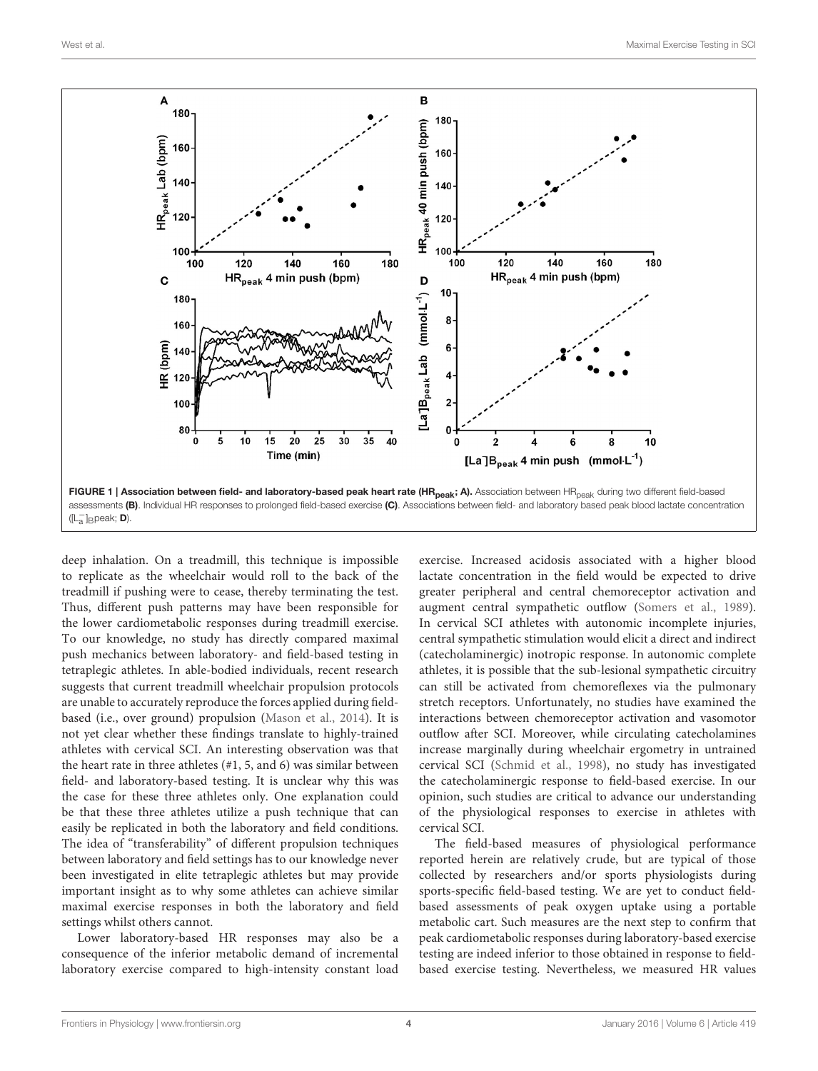**FIGURE 1 | Association between field- and laboratory-based peak heart rate ($HR_{peak}$; A).** Association between $HR_{peak}$ during two different field-based assessments **(B)**. Individual HR responses to prolonged field-based exercise **(C)**. Associations between field- and laboratory based peak blood lactate concentration ($[L_a^-]_B$peak; **D**).

deep inhalation. On a treadmill, this technique is impossible to replicate as the wheelchair would roll to the back of the treadmill if pushing were to cease, thereby terminating the test. Thus, different push patterns may have been responsible for the lower cardiometabolic responses during treadmill exercise. To our knowledge, no study has directly compared maximal push mechanics between laboratory- and field-based testing in tetraplegic athletes. In able-bodied individuals, recent research suggests that current treadmill wheelchair propulsion protocols are unable to accurately reproduce the forces applied during field-based (i.e., over ground) propulsion (Mason et al., 2014). It is not yet clear whether these findings translate to highly-trained athletes with cervical SCI. An interesting observation was that the heart rate in three athletes (#1, 5, and 6) was similar between field- and laboratory-based testing. It is unclear why this was the case for these three athletes only. One explanation could be that these three athletes utilize a push technique that can easily be replicated in both the laboratory and field conditions. The idea of "transferability" of different propulsion techniques between laboratory and field settings has to our knowledge never been investigated in elite tetraplegic athletes but may provide important insight as to why some athletes can achieve similar maximal exercise responses in both the laboratory and field settings whilst others cannot.

Lower laboratory-based HR responses may also be a consequence of the inferior metabolic demand of incremental laboratory exercise compared to high-intensity constant load exercise. Increased acidosis associated with a higher blood lactate concentration in the field would be expected to drive greater peripheral and central chemoreceptor activation and augment central sympathetic outflow (Somers et al., 1989). In cervical SCI athletes with autonomic incomplete injuries, central sympathetic stimulation would elicit a direct and indirect (catecholaminergic) inotropic response. In autonomic complete athletes, it is possible that the sub-lesional sympathetic circuitry can still be activated from chemoreflexes via the pulmonary stretch receptors. Unfortunately, no studies have examined the interactions between chemoreceptor activation and vasomotor outflow after SCI. Moreover, while circulating catecholamines increase marginally during wheelchair ergometry in untrained cervical SCI (Schmid et al., 1998), no study has investigated the catecholaminergic response to field-based exercise. In our opinion, such studies are critical to advance our understanding of the physiological responses to exercise in athletes with cervical SCI.

The field-based measures of physiological performance reported herein are relatively crude, but are typical of those collected by researchers and/or sports physiologists during sports-specific field-based testing. We are yet to conduct field-based assessments of peak oxygen uptake using a portable metabolic cart. Such measures are the next step to confirm that peak cardiometabolic responses during laboratory-based exercise testing are indeed inferior to those obtained in response to field-based exercise testing. Nevertheless, we measured HR values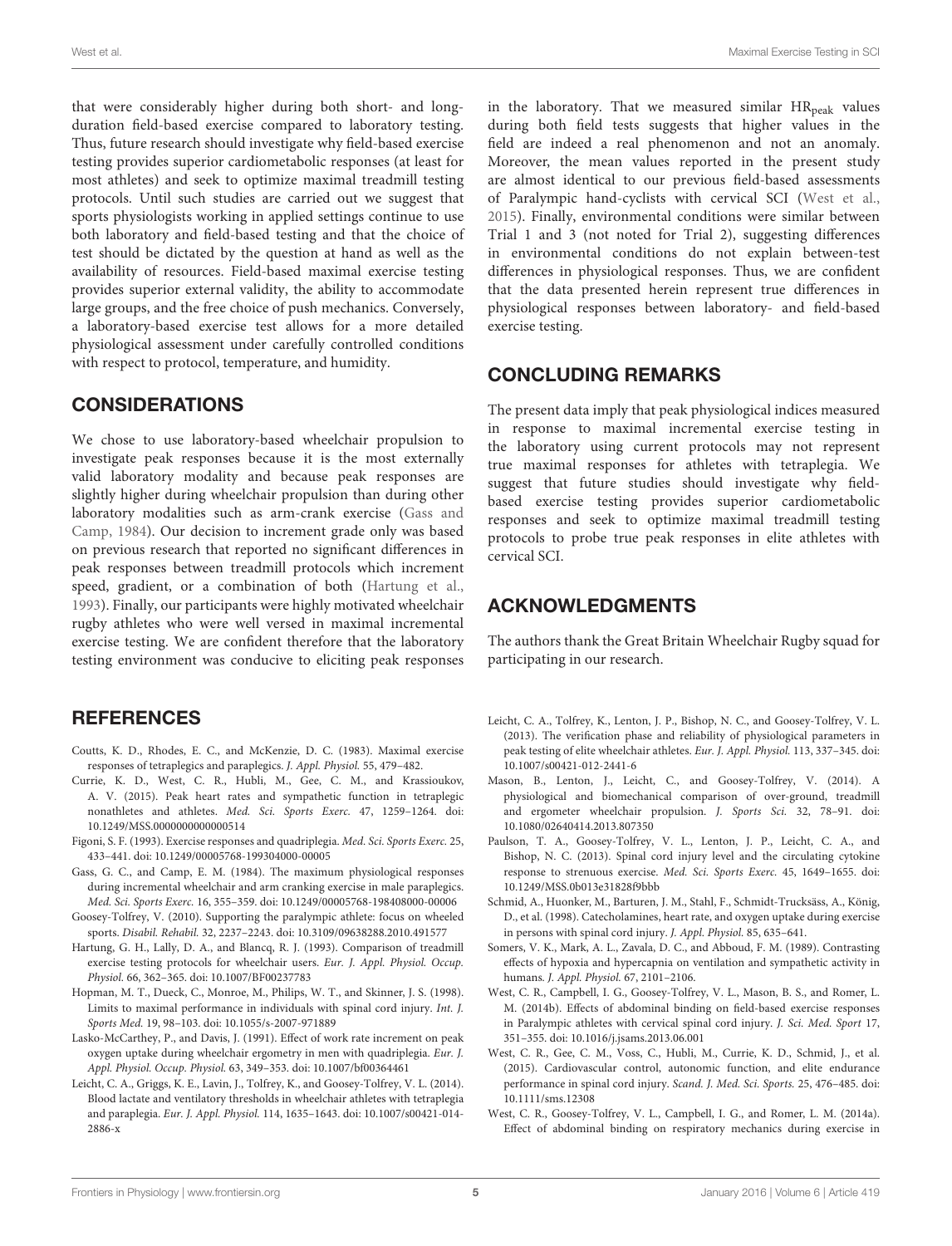that were considerably higher during both short- and long-duration field-based exercise compared to laboratory testing. Thus, future research should investigate why field-based exercise testing provides superior cardiometabolic responses (at least for most athletes) and seek to optimize maximal treadmill testing protocols. Until such studies are carried out we suggest that sports physiologists working in applied settings continue to use both laboratory and field-based testing and that the choice of test should be dictated by the question at hand as well as the availability of resources. Field-based maximal exercise testing provides superior external validity, the ability to accommodate large groups, and the free choice of push mechanics. Conversely, a laboratory-based exercise test allows for a more detailed physiological assessment under carefully controlled conditions with respect to protocol, temperature, and humidity.

## CONSIDERATIONS

We chose to use laboratory-based wheelchair propulsion to investigate peak responses because it is the most externally valid laboratory modality and because peak responses are slightly higher during wheelchair propulsion than during other laboratory modalities such as arm-crank exercise (Gass and Camp, 1984). Our decision to increment grade only was based on previous research that reported no significant differences in peak responses between treadmill protocols which increment speed, gradient, or a combination of both (Hartung et al., 1993). Finally, our participants were highly motivated wheelchair rugby athletes who were well versed in maximal incremental exercise testing. We are confident therefore that the laboratory testing environment was conducive to eliciting peak responses in the laboratory. That we measured similar $HR_{peak}$ values during both field tests suggests that higher values in the field are indeed a real phenomenon and not an anomaly. Moreover, the mean values reported in the present study are almost identical to our previous field-based assessments of Paralympic hand-cyclists with cervical SCI (West et al., 2015). Finally, environmental conditions were similar between Trial 1 and 3 (not noted for Trial 2), suggesting differences in environmental conditions do not explain between-test differences in physiological responses. Thus, we are confident that the data presented herein represent true differences in physiological responses between laboratory- and field-based exercise testing.

## CONCLUDING REMARKS

The present data imply that peak physiological indices measured in response to maximal incremental exercise testing in the laboratory using current protocols may not represent true maximal responses for athletes with tetraplegia. We suggest that future studies should investigate why field-based exercise testing provides superior cardiometabolic responses and seek to optimize maximal treadmill testing protocols to probe true peak responses in elite athletes with cervical SCI.

## ACKNOWLEDGMENTS

The authors thank the Great Britain Wheelchair Rugby squad for participating in our research.

## REFERENCES

Coutts, K. D., Rhodes, E. C., and McKenzie, D. C. (1983). Maximal exercise responses of tetraplegics and paraplegics. *J. Appl. Physiol.* 55, 479–482.

Currie, K. D., West, C. R., Hubli, M., Gee, C. M., and Krassioukov, A. V. (2015). Peak heart rates and sympathetic function in tetraplegic nonathletes and athletes. *Med. Sci. Sports Exerc.* 47, 1259–1264. doi: 10.1249/MSS.0000000000000514

Figoni, S. F. (1993). Exercise responses and quadriplegia. *Med. Sci. Sports Exerc.* 25, 433–441. doi: 10.1249/00005768-199304000-00005

Gass, G. C., and Camp, E. M. (1984). The maximum physiological responses during incremental wheelchair and arm cranking exercise in male paraplegics. *Med. Sci. Sports Exerc.* 16, 355–359. doi: 10.1249/00005768-198408000-00006

Goosey-Tolfrey, V. (2010). Supporting the paralympic athlete: focus on wheeled sports. *Disabil. Rehabil.* 32, 2237–2243. doi: 10.3109/09638288.2010.491577

Hartung, G. H., Lally, D. A., and Blancq, R. J. (1993). Comparison of treadmill exercise testing protocols for wheelchair users. *Eur. J. Appl. Physiol. Occup. Physiol.* 66, 362–365. doi: 10.1007/BF00237783

Hopman, M. T., Dueck, C., Monroe, M., Philips, W. T., and Skinner, J. S. (1998). Limits to maximal performance in individuals with spinal cord injury. *Int. J. Sports Med.* 19, 98–103. doi: 10.1055/s-2007-971889

Lasko-McCarthey, P., and Davis, J. (1991). Effect of work rate increment on peak oxygen uptake during wheelchair ergometry in men with quadriplegia. *Eur. J. Appl. Physiol. Occup. Physiol.* 63, 349–353. doi: 10.1007/bf00364461

Leicht, C. A., Griggs, K. E., Lavin, J., Tolfrey, K., and Goosey-Tolfrey, V. L. (2014). Blood lactate and ventilatory thresholds in wheelchair athletes with tetraplegia and paraplegia. *Eur. J. Appl. Physiol.* 114, 1635–1643. doi: 10.1007/s00421-014-2886-x

Leicht, C. A., Tolfrey, K., Lenton, J. P., Bishop, N. C., and Goosey-Tolfrey, V. L. (2013). The verification phase and reliability of physiological parameters in peak testing of elite wheelchair athletes. *Eur. J. Appl. Physiol.* 113, 337–345. doi: 10.1007/s00421-012-2441-6

Mason, B., Lenton, J., Leicht, C., and Goosey-Tolfrey, V. (2014). A physiological and biomechanical comparison of over-ground, treadmill and ergometer wheelchair propulsion. *J. Sports Sci.* 32, 78–91. doi: 10.1080/02640414.2013.807350

Paulson, T. A., Goosey-Tolfrey, V. L., Lenton, J. P., Leicht, C. A., and Bishop, N. C. (2013). Spinal cord injury level and the circulating cytokine response to strenuous exercise. *Med. Sci. Sports Exerc.* 45, 1649–1655. doi: 10.1249/MSS.0b013e31828f9bbb

Schmid, A., Huonker, M., Barturen, J. M., Stahl, F., Schmidt-Trucksäss, A., König, D., et al. (1998). Catecholamines, heart rate, and oxygen uptake during exercise in persons with spinal cord injury. *J. Appl. Physiol.* 85, 635–641.

Somers, V. K., Mark, A. L., Zavala, D. C., and Abboud, F. M. (1989). Contrasting effects of hypoxia and hypercapnia on ventilation and sympathetic activity in humans. *J. Appl. Physiol.* 67, 2101–2106.

West, C. R., Campbell, I. G., Goosey-Tolfrey, V. L., Mason, B. S., and Romer, L. M. (2014b). Effects of abdominal binding on field-based exercise responses in Paralympic athletes with cervical spinal cord injury. *J. Sci. Med. Sport* 17, 351–355. doi: 10.1016/j.jsams.2013.06.001

West, C. R., Gee, C. M., Voss, C., Hubli, M., Currie, K. D., Schmid, J., et al. (2015). Cardiovascular control, autonomic function, and elite endurance performance in spinal cord injury. *Scand. J. Med. Sci. Sports.* 25, 476–485. doi: 10.1111/sms.12308

West, C. R., Goosey-Tolfrey, V. L., Campbell, I. G., and Romer, L. M. (2014a). Effect of abdominal binding on respiratory mechanics during exercise in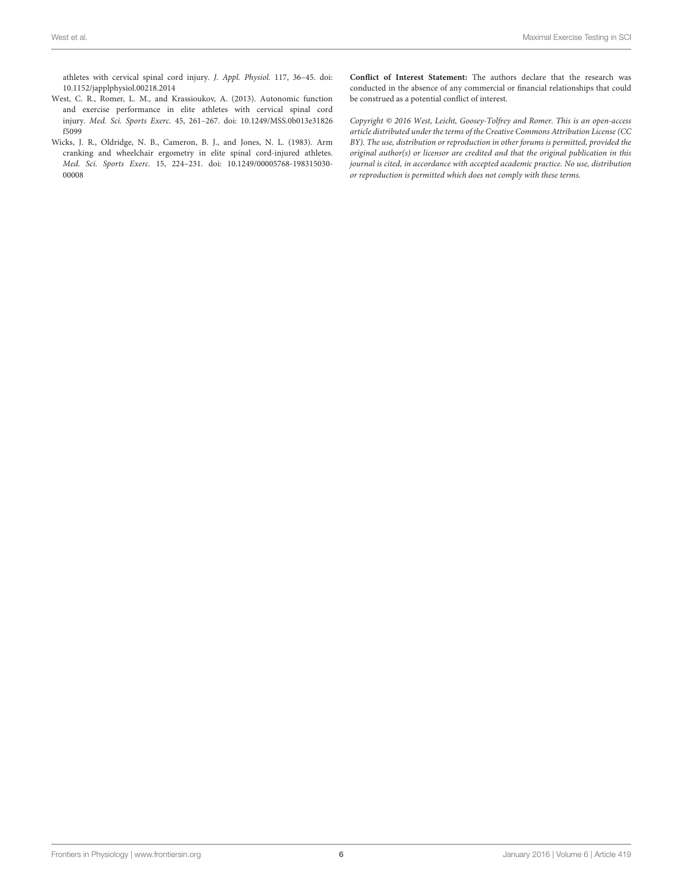athletes with cervical spinal cord injury. *J. Appl. Physiol.* 117, 36–45. doi: 10.1152/japplphysiol.00218.2014

West, C. R., Romer, L. M., and Krassioukov, A. (2013). Autonomic function and exercise performance in elite athletes with cervical spinal cord injury. *Med. Sci. Sports Exerc.* 45, 261–267. doi: 10.1249/MSS.0b013e31826f5099

Wicks, J. R., Oldridge, N. B., Cameron, B. J., and Jones, N. L. (1983). Arm cranking and wheelchair ergometry in elite spinal cord-injured athletes. *Med. Sci. Sports Exerc.* 15, 224–231. doi: 10.1249/00005768-198315030-00008

**Conflict of Interest Statement:** The authors declare that the research was conducted in the absence of any commercial or financial relationships that could be construed as a potential conflict of interest.

*Copyright © 2016 West, Leicht, Goosey-Tolfrey and Romer. This is an open-access article distributed under the terms of the Creative Commons Attribution License (CC BY). The use, distribution or reproduction in other forums is permitted, provided the original author(s) or licensor are credited and that the original publication in this journal is cited, in accordance with accepted academic practice. No use, distribution or reproduction is permitted which does not comply with these terms.*